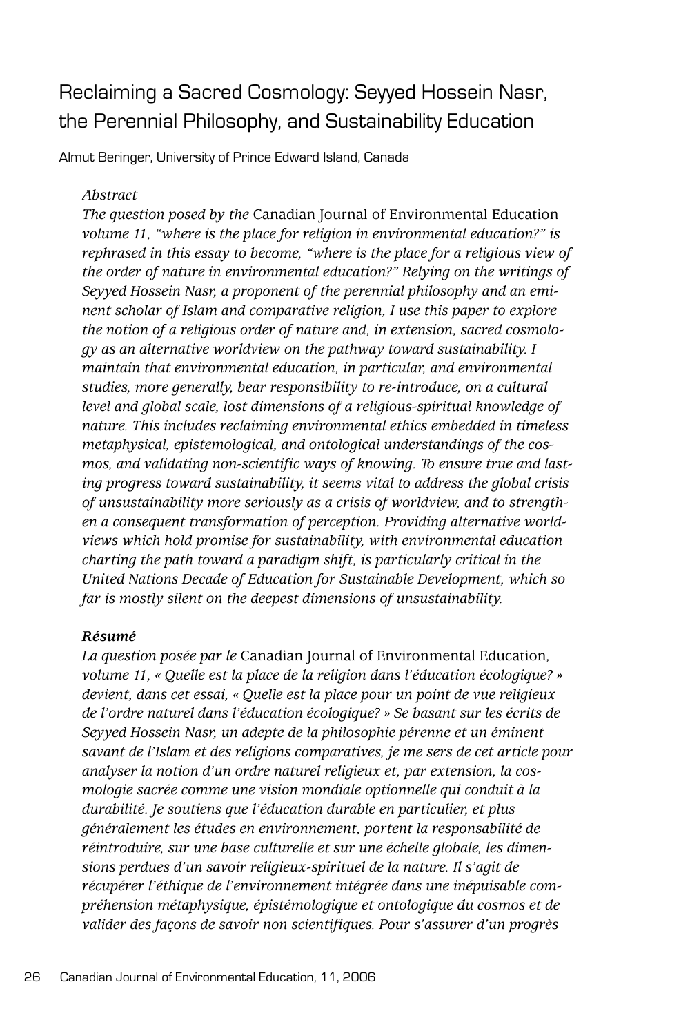# Reclaiming a Sacred Cosmology: Seyyed Hossein Nasr, the Perennial Philosophy, and Sustainability Education

Almut Beringer, University of Prince Edward Island, Canada

### *Abstract*

*The question posed by the* Canadian Journal of Environmental Education *volume 11, "where is the place for religion in environmental education?" is rephrased in this essay to become, "where is the place for a religious view of the order of nature in environmental education?" Relying on the writings of Seyyed Hossein Nasr, a proponent of the perennial philosophy and an eminent scholar of Islam and comparative religion, I use this paper to explore the notion of a religious order of nature and, in extension, sacred cosmology as an alternative worldview on the pathway toward sustainability. I maintain that environmental education, in particular, and environmental studies, more generally, bear responsibility to re-introduce, on a cultural level and global scale, lost dimensions of a religious-spiritual knowledge of nature. This includes reclaiming environmental ethics embedded in timeless metaphysical, epistemological, and ontological understandings of the cosmos, and validating non-scientific ways of knowing. To ensure true and lasting progress toward sustainability, it seems vital to address the global crisis of unsustainability more seriously as a crisis of worldview, and to strengthen a consequent transformation of perception. Providing alternative worldviews which hold promise for sustainability, with environmental education charting the path toward a paradigm shift, is particularly critical in the United Nations Decade of Education for Sustainable Development, which so far is mostly silent on the deepest dimensions of unsustainability.*

### ***Résumé***

*La question posée par le* Canadian Journal of Environmental Education, *volume 11, « Quelle est la place de la religion dans l'éducation écologique? » devient, dans cet essai, « Quelle est la place pour un point de vue religieux de l'ordre naturel dans l'éducation écologique? » Se basant sur les écrits de Seyyed Hossein Nasr, un adepte de la philosophie pérenne et un éminent savant de l'Islam et des religions comparatives, je me sers de cet article pour analyser la notion d'un ordre naturel religieux et, par extension, la cosmologie sacrée comme une vision mondiale optionnelle qui conduit à la durabilité. Je soutiens que l'éducation durable en particulier, et plus généralement les études en environnement, portent la responsabilité de réintroduire, sur une base culturelle et sur une échelle globale, les dimensions perdues d'un savoir religieux-spirituel de la nature. Il s'agit de récupérer l'éthique de l'environnement intégrée dans une inépuisable compréhension métaphysique, épistémologique et ontologique du cosmos et de valider des façons de savoir non scientifiques. Pour s'assurer d'un progrès*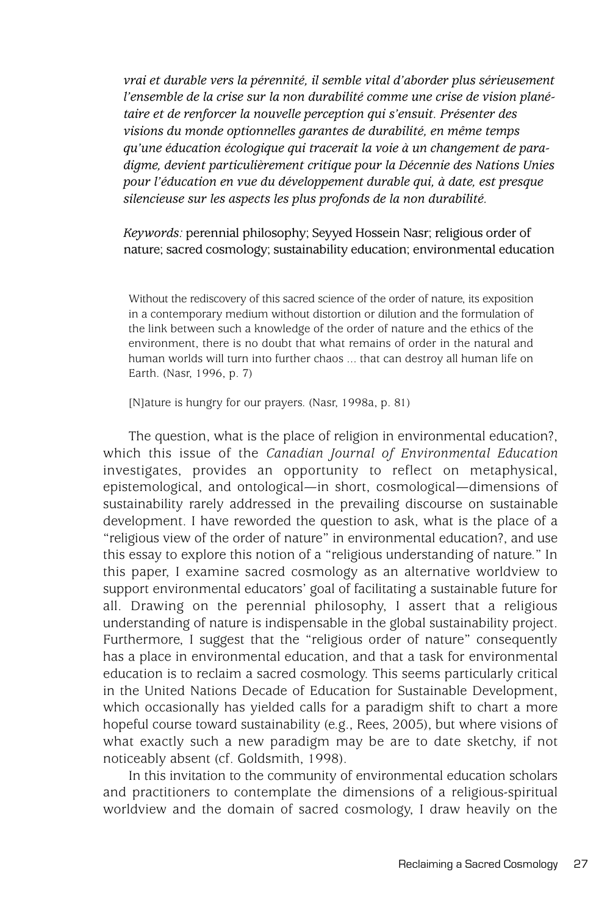*vrai et durable vers la pérennité, il semble vital d'aborder plus sérieusement l'ensemble de la crise sur la non durabilité comme une crise de vision planétaire et de renforcer la nouvelle perception qui s'ensuit. Présenter des visions du monde optionnelles garantes de durabilité, en même temps qu'une éducation écologique qui tracerait la voie à un changement de paradigme, devient particulièrement critique pour la Décennie des Nations Unies pour l'éducation en vue du développement durable qui, à date, est presque silencieuse sur les aspects les plus profonds de la non durabilité.*

*Keywords:* perennial philosophy; Seyyed Hossein Nasr; religious order of nature; sacred cosmology; sustainability education; environmental education

> Without the rediscovery of this sacred science of the order of nature, its exposition in a contemporary medium without distortion or dilution and the formulation of the link between such a knowledge of the order of nature and the ethics of the environment, there is no doubt that what remains of order in the natural and human worlds will turn into further chaos ... that can destroy all human life on Earth. (Nasr, 1996, p. 7)
>
> [N]ature is hungry for our prayers. (Nasr, 1998a, p. 81)

The question, what is the place of religion in environmental education?, which this issue of the *Canadian Journal of Environmental Education* investigates, provides an opportunity to reflect on metaphysical, epistemological, and ontological—in short, cosmological—dimensions of sustainability rarely addressed in the prevailing discourse on sustainable development. I have reworded the question to ask, what is the place of a "religious view of the order of nature" in environmental education?, and use this essay to explore this notion of a "religious understanding of nature." In this paper, I examine sacred cosmology as an alternative worldview to support environmental educators' goal of facilitating a sustainable future for all. Drawing on the perennial philosophy, I assert that a religious understanding of nature is indispensable in the global sustainability project. Furthermore, I suggest that the "religious order of nature" consequently has a place in environmental education, and that a task for environmental education is to reclaim a sacred cosmology. This seems particularly critical in the United Nations Decade of Education for Sustainable Development, which occasionally has yielded calls for a paradigm shift to chart a more hopeful course toward sustainability (e.g., Rees, 2005), but where visions of what exactly such a new paradigm may be are to date sketchy, if not noticeably absent (cf. Goldsmith, 1998).

In this invitation to the community of environmental education scholars and practitioners to contemplate the dimensions of a religious-spiritual worldview and the domain of sacred cosmology, I draw heavily on the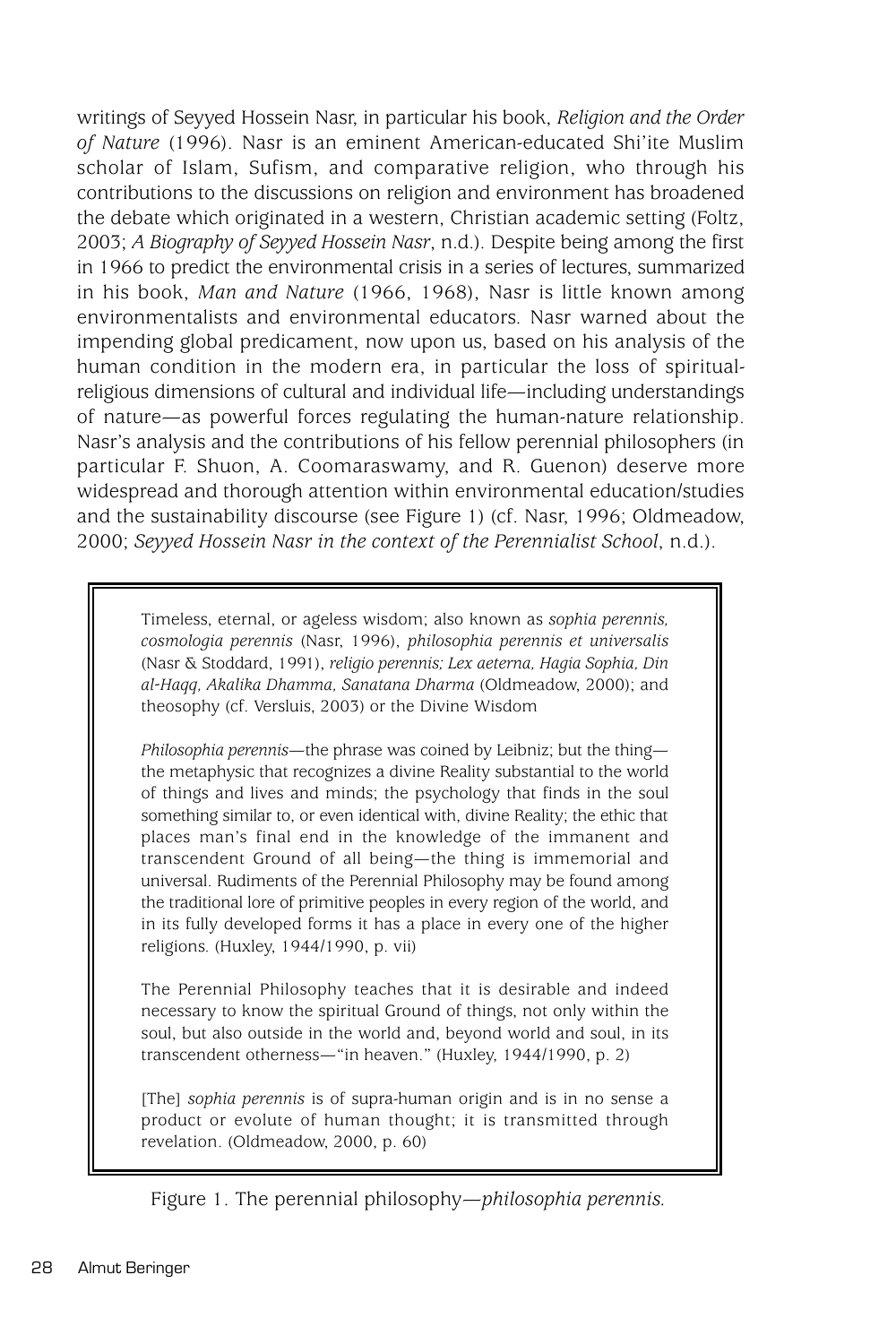writings of Seyyed Hossein Nasr, in particular his book, *Religion and the Order of Nature* (1996). Nasr is an eminent American-educated Shi'ite Muslim scholar of Islam, Sufism, and comparative religion, who through his contributions to the discussions on religion and environment has broadened the debate which originated in a western, Christian academic setting (Foltz, 2003; *A Biography of Seyyed Hossein Nasr*, n.d.). Despite being among the first in 1966 to predict the environmental crisis in a series of lectures, summarized in his book, *Man and Nature* (1966, 1968), Nasr is little known among environmentalists and environmental educators. Nasr warned about the impending global predicament, now upon us, based on his analysis of the human condition in the modern era, in particular the loss of spiritual-religious dimensions of cultural and individual life—including understandings of nature—as powerful forces regulating the human-nature relationship. Nasr's analysis and the contributions of his fellow perennial philosophers (in particular F. Shuon, A. Coomaraswamy, and R. Guenon) deserve more widespread and thorough attention within environmental education/studies and the sustainability discourse (see Figure 1) (cf. Nasr, 1996; Oldmeadow, 2000; *Seyyed Hossein Nasr in the context of the Perennialist School*, n.d.).

> Timeless, eternal, or ageless wisdom; also known as *sophia perennis, cosmologia perennis* (Nasr, 1996), *philosophia perennis et universalis* (Nasr & Stoddard, 1991), *religio perennis; Lex aeterna, Hagia Sophia, Din al-Haqq, Akalika Dhamma, Sanatana Dharma* (Oldmeadow, 2000); and theosophy (cf. Versluis, 2003) or the Divine Wisdom
>
> *Philosophia perennis*—the phrase was coined by Leibniz; but the thing—the metaphysic that recognizes a divine Reality substantial to the world of things and lives and minds; the psychology that finds in the soul something similar to, or even identical with, divine Reality; the ethic that places man's final end in the knowledge of the immanent and transcendent Ground of all being—the thing is immemorial and universal. Rudiments of the Perennial Philosophy may be found among the traditional lore of primitive peoples in every region of the world, and in its fully developed forms it has a place in every one of the higher religions. (Huxley, 1944/1990, p. vii)
>
> The Perennial Philosophy teaches that it is desirable and indeed necessary to know the spiritual Ground of things, not only within the soul, but also outside in the world and, beyond world and soul, in its transcendent otherness—"in heaven." (Huxley, 1944/1990, p. 2)
>
> [The] *sophia perennis* is of supra-human origin and is in no sense a product or evolute of human thought; it is transmitted through revelation. (Oldmeadow, 2000, p. 60)

Figure 1. The perennial philosophy—*philosophia perennis*.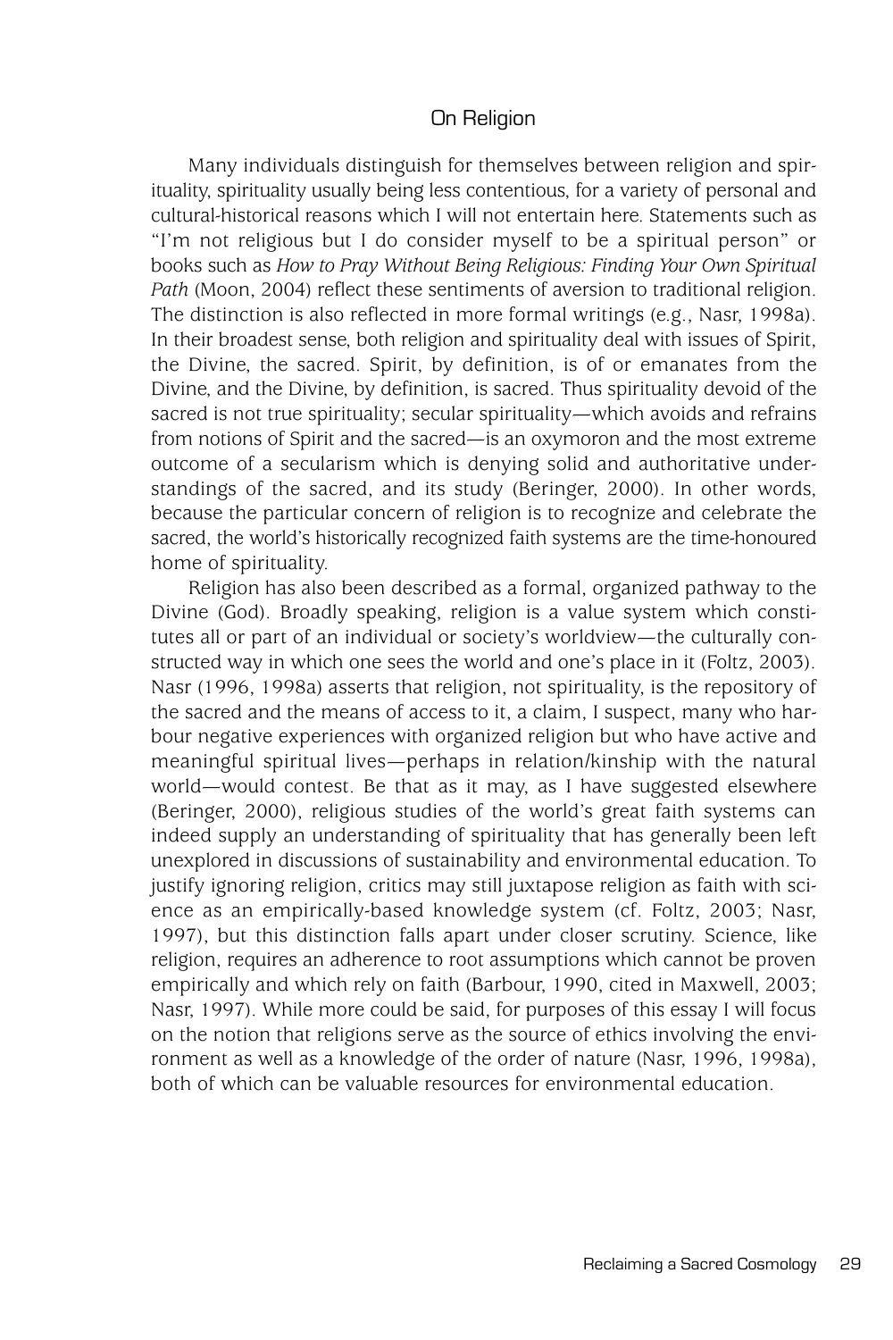## On Religion

Many individuals distinguish for themselves between religion and spirituality, spirituality usually being less contentious, for a variety of personal and cultural-historical reasons which I will not entertain here. Statements such as "I'm not religious but I do consider myself to be a spiritual person" or books such as *How to Pray Without Being Religious: Finding Your Own Spiritual Path* (Moon, 2004) reflect these sentiments of aversion to traditional religion. The distinction is also reflected in more formal writings (e.g., Nasr, 1998a). In their broadest sense, both religion and spirituality deal with issues of Spirit, the Divine, the sacred. Spirit, by definition, is of or emanates from the Divine, and the Divine, by definition, is sacred. Thus spirituality devoid of the sacred is not true spirituality; secular spirituality—which avoids and refrains from notions of Spirit and the sacred—is an oxymoron and the most extreme outcome of a secularism which is denying solid and authoritative understandings of the sacred, and its study (Beringer, 2000). In other words, because the particular concern of religion is to recognize and celebrate the sacred, the world's historically recognized faith systems are the time-honoured home of spirituality.

Religion has also been described as a formal, organized pathway to the Divine (God). Broadly speaking, religion is a value system which constitutes all or part of an individual or society's worldview—the culturally constructed way in which one sees the world and one's place in it (Foltz, 2003). Nasr (1996, 1998a) asserts that religion, not spirituality, is the repository of the sacred and the means of access to it, a claim, I suspect, many who harbour negative experiences with organized religion but who have active and meaningful spiritual lives—perhaps in relation/kinship with the natural world—would contest. Be that as it may, as I have suggested elsewhere (Beringer, 2000), religious studies of the world's great faith systems can indeed supply an understanding of spirituality that has generally been left unexplored in discussions of sustainability and environmental education. To justify ignoring religion, critics may still juxtapose religion as faith with science as an empirically-based knowledge system (cf. Foltz, 2003; Nasr, 1997), but this distinction falls apart under closer scrutiny. Science, like religion, requires an adherence to root assumptions which cannot be proven empirically and which rely on faith (Barbour, 1990, cited in Maxwell, 2003; Nasr, 1997). While more could be said, for purposes of this essay I will focus on the notion that religions serve as the source of ethics involving the environment as well as a knowledge of the order of nature (Nasr, 1996, 1998a), both of which can be valuable resources for environmental education.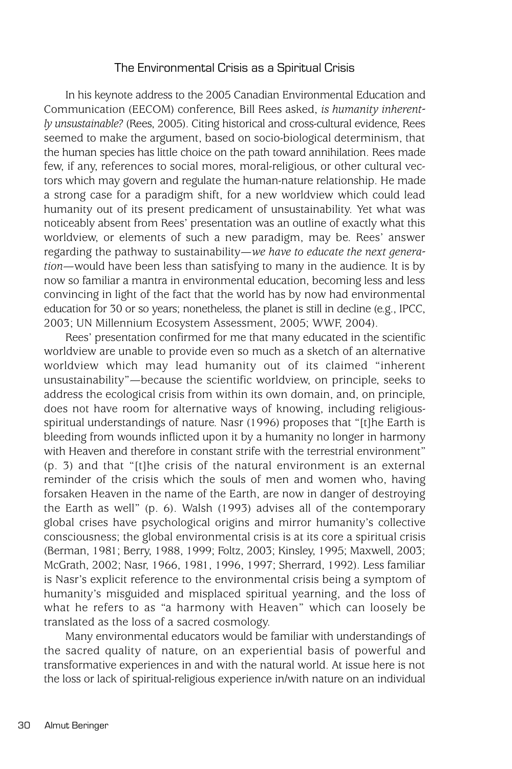## The Environmental Crisis as a Spiritual Crisis

In his keynote address to the 2005 Canadian Environmental Education and Communication (EECOM) conference, Bill Rees asked, *is humanity inherently unsustainable?* (Rees, 2005). Citing historical and cross-cultural evidence, Rees seemed to make the argument, based on socio-biological determinism, that the human species has little choice on the path toward annihilation. Rees made few, if any, references to social mores, moral-religious, or other cultural vectors which may govern and regulate the human-nature relationship. He made a strong case for a paradigm shift, for a new worldview which could lead humanity out of its present predicament of unsustainability. Yet what was noticeably absent from Rees' presentation was an outline of exactly what this worldview, or elements of such a new paradigm, may be. Rees' answer regarding the pathway to sustainability—*we have to educate the next generation*—would have been less than satisfying to many in the audience. It is by now so familiar a mantra in environmental education, becoming less and less convincing in light of the fact that the world has by now had environmental education for 30 or so years; nonetheless, the planet is still in decline (e.g., IPCC, 2003; UN Millennium Ecosystem Assessment, 2005; WWF, 2004).

Rees' presentation confirmed for me that many educated in the scientific worldview are unable to provide even so much as a sketch of an alternative worldview which may lead humanity out of its claimed "inherent unsustainability"—because the scientific worldview, on principle, seeks to address the ecological crisis from within its own domain, and, on principle, does not have room for alternative ways of knowing, including religious-spiritual understandings of nature. Nasr (1996) proposes that "[t]he Earth is bleeding from wounds inflicted upon it by a humanity no longer in harmony with Heaven and therefore in constant strife with the terrestrial environment" (p. 3) and that "[t]he crisis of the natural environment is an external reminder of the crisis which the souls of men and women who, having forsaken Heaven in the name of the Earth, are now in danger of destroying the Earth as well" (p. 6). Walsh (1993) advises all of the contemporary global crises have psychological origins and mirror humanity's collective consciousness; the global environmental crisis is at its core a spiritual crisis (Berman, 1981; Berry, 1988, 1999; Foltz, 2003; Kinsley, 1995; Maxwell, 2003; McGrath, 2002; Nasr, 1966, 1981, 1996, 1997; Sherrard, 1992). Less familiar is Nasr's explicit reference to the environmental crisis being a symptom of humanity's misguided and misplaced spiritual yearning, and the loss of what he refers to as "a harmony with Heaven" which can loosely be translated as the loss of a sacred cosmology.

Many environmental educators would be familiar with understandings of the sacred quality of nature, on an experiential basis of powerful and transformative experiences in and with the natural world. At issue here is not the loss or lack of spiritual-religious experience in/with nature on an individual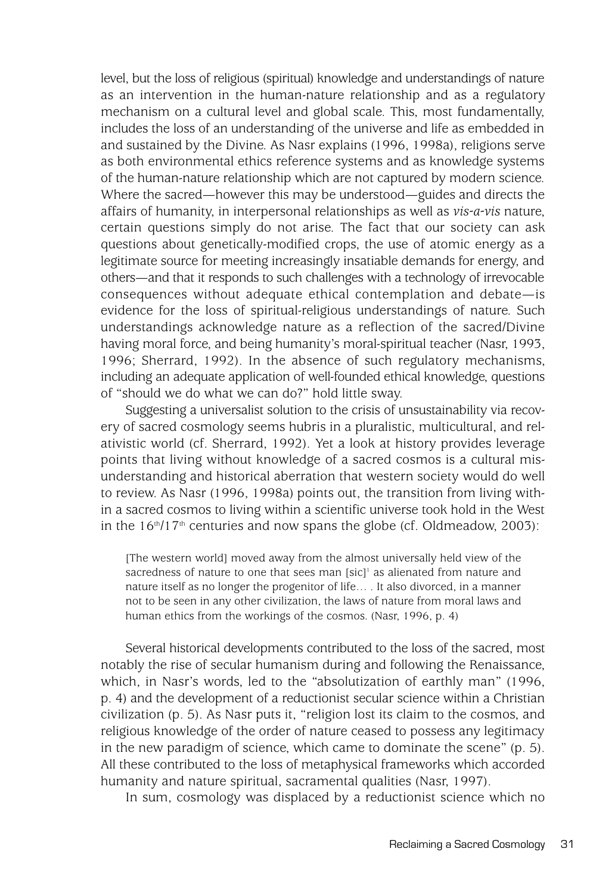level, but the loss of religious (spiritual) knowledge and understandings of nature as an intervention in the human-nature relationship and as a regulatory mechanism on a cultural level and global scale. This, most fundamentally, includes the loss of an understanding of the universe and life as embedded in and sustained by the Divine. As Nasr explains (1996, 1998a), religions serve as both environmental ethics reference systems and as knowledge systems of the human-nature relationship which are not captured by modern science. Where the sacred—however this may be understood—guides and directs the affairs of humanity, in interpersonal relationships as well as *vis-a-vis* nature, certain questions simply do not arise. The fact that our society can ask questions about genetically-modified crops, the use of atomic energy as a legitimate source for meeting increasingly insatiable demands for energy, and others—and that it responds to such challenges with a technology of irrevocable consequences without adequate ethical contemplation and debate—is evidence for the loss of spiritual-religious understandings of nature. Such understandings acknowledge nature as a reflection of the sacred/Divine having moral force, and being humanity's moral-spiritual teacher (Nasr, 1993, 1996; Sherrard, 1992). In the absence of such regulatory mechanisms, including an adequate application of well-founded ethical knowledge, questions of "should we do what we can do?" hold little sway.

Suggesting a universalist solution to the crisis of unsustainability via recovery of sacred cosmology seems hubris in a pluralistic, multicultural, and relativistic world (cf. Sherrard, 1992). Yet a look at history provides leverage points that living without knowledge of a sacred cosmos is a cultural misunderstanding and historical aberration that western society would do well to review. As Nasr (1996, 1998a) points out, the transition from living within a sacred cosmos to living within a scientific universe took hold in the West in the 16th/17th centuries and now spans the globe (cf. Oldmeadow, 2003):

> [The western world] moved away from the almost universally held view of the sacredness of nature to one that sees man [sic][1] as alienated from nature and nature itself as no longer the progenitor of life… . It also divorced, in a manner not to be seen in any other civilization, the laws of nature from moral laws and human ethics from the workings of the cosmos. (Nasr, 1996, p. 4)

Several historical developments contributed to the loss of the sacred, most notably the rise of secular humanism during and following the Renaissance, which, in Nasr's words, led to the "absolutization of earthly man" (1996, p. 4) and the development of a reductionist secular science within a Christian civilization (p. 5). As Nasr puts it, "religion lost its claim to the cosmos, and religious knowledge of the order of nature ceased to possess any legitimacy in the new paradigm of science, which came to dominate the scene" (p. 5). All these contributed to the loss of metaphysical frameworks which accorded humanity and nature spiritual, sacramental qualities (Nasr, 1997).

In sum, cosmology was displaced by a reductionist science which no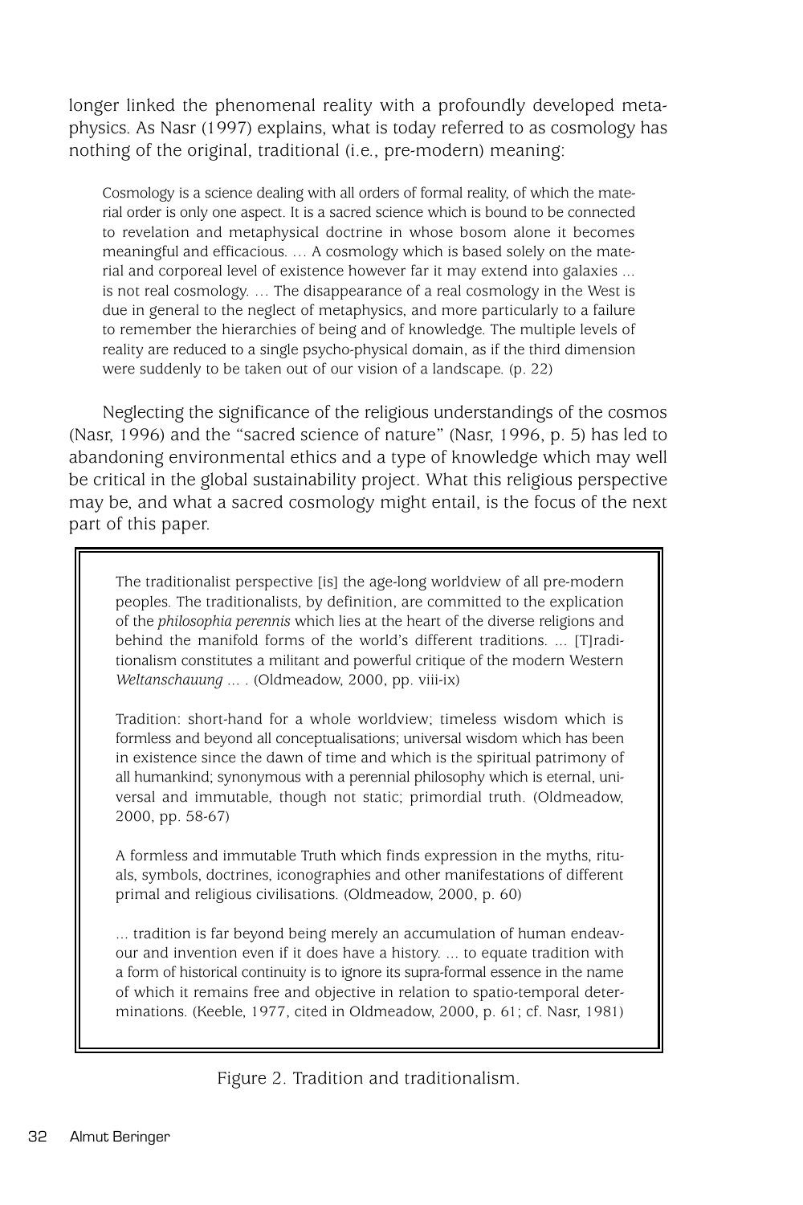longer linked the phenomenal reality with a profoundly developed metaphysics. As Nasr (1997) explains, what is today referred to as cosmology has nothing of the original, traditional (i.e., pre-modern) meaning:

> Cosmology is a science dealing with all orders of formal reality, of which the material order is only one aspect. It is a sacred science which is bound to be connected to revelation and metaphysical doctrine in whose bosom alone it becomes meaningful and efficacious. … A cosmology which is based solely on the material and corporeal level of existence however far it may extend into galaxies ... is not real cosmology. … The disappearance of a real cosmology in the West is due in general to the neglect of metaphysics, and more particularly to a failure to remember the hierarchies of being and of knowledge. The multiple levels of reality are reduced to a single psycho-physical domain, as if the third dimension were suddenly to be taken out of our vision of a landscape. (p. 22)

Neglecting the significance of the religious understandings of the cosmos (Nasr, 1996) and the "sacred science of nature" (Nasr, 1996, p. 5) has led to abandoning environmental ethics and a type of knowledge which may well be critical in the global sustainability project. What this religious perspective may be, and what a sacred cosmology might entail, is the focus of the next part of this paper.

> The traditionalist perspective [is] the age-long worldview of all pre-modern peoples. The traditionalists, by definition, are committed to the explication of the *philosophia perennis* which lies at the heart of the diverse religions and behind the manifold forms of the world's different traditions. ... [T]raditionalism constitutes a militant and powerful critique of the modern Western *Weltanschauung* ... . (Oldmeadow, 2000, pp. viii-ix)
>
> Tradition: short-hand for a whole worldview; timeless wisdom which is formless and beyond all conceptualisations; universal wisdom which has been in existence since the dawn of time and which is the spiritual patrimony of all humankind; synonymous with a perennial philosophy which is eternal, universal and immutable, though not static; primordial truth. (Oldmeadow, 2000, pp. 58-67)
>
> A formless and immutable Truth which finds expression in the myths, rituals, symbols, doctrines, iconographies and other manifestations of different primal and religious civilisations. (Oldmeadow, 2000, p. 60)
>
> ... tradition is far beyond being merely an accumulation of human endeavour and invention even if it does have a history. ... to equate tradition with a form of historical continuity is to ignore its supra-formal essence in the name of which it remains free and objective in relation to spatio-temporal determinations. (Keeble, 1977, cited in Oldmeadow, 2000, p. 61; cf. Nasr, 1981)

Figure 2. Tradition and traditionalism.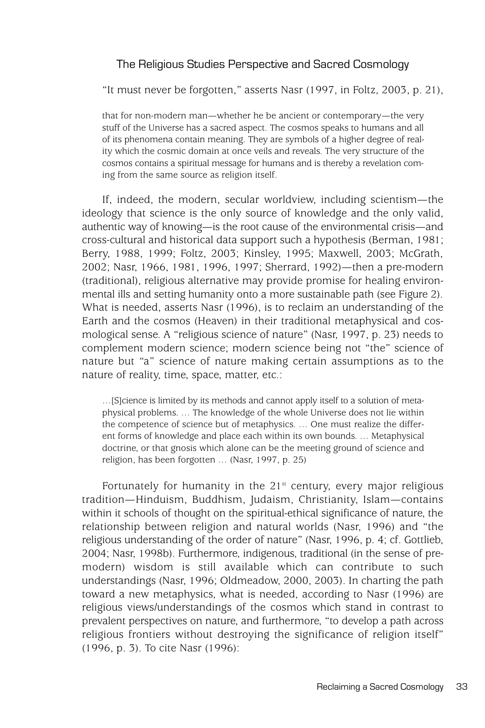## The Religious Studies Perspective and Sacred Cosmology

"It must never be forgotten," asserts Nasr (1997, in Foltz, 2003, p. 21),

> that for non-modern man—whether he be ancient or contemporary—the very stuff of the Universe has a sacred aspect. The cosmos speaks to humans and all of its phenomena contain meaning. They are symbols of a higher degree of reality which the cosmic domain at once veils and reveals. The very structure of the cosmos contains a spiritual message for humans and is thereby a revelation coming from the same source as religion itself.

If, indeed, the modern, secular worldview, including scientism—the ideology that science is the only source of knowledge and the only valid, authentic way of knowing—is the root cause of the environmental crisis—and cross-cultural and historical data support such a hypothesis (Berman, 1981; Berry, 1988, 1999; Foltz, 2003; Kinsley, 1995; Maxwell, 2003; McGrath, 2002; Nasr, 1966, 1981, 1996, 1997; Sherrard, 1992)—then a pre-modern (traditional), religious alternative may provide promise for healing environmental ills and setting humanity onto a more sustainable path (see Figure 2). What is needed, asserts Nasr (1996), is to reclaim an understanding of the Earth and the cosmos (Heaven) in their traditional metaphysical and cosmological sense. A "religious science of nature" (Nasr, 1997, p. 23) needs to complement modern science; modern science being not "the" science of nature but "a" science of nature making certain assumptions as to the nature of reality, time, space, matter, etc.:

> …[S]cience is limited by its methods and cannot apply itself to a solution of metaphysical problems. … The knowledge of the whole Universe does not lie within the competence of science but of metaphysics. … One must realize the different forms of knowledge and place each within its own bounds. … Metaphysical doctrine, or that gnosis which alone can be the meeting ground of science and religion, has been forgotten … (Nasr, 1997, p. 25)

Fortunately for humanity in the 21st century, every major religious tradition—Hinduism, Buddhism, Judaism, Christianity, Islam—contains within it schools of thought on the spiritual-ethical significance of nature, the relationship between religion and natural worlds (Nasr, 1996) and "the religious understanding of the order of nature" (Nasr, 1996, p. 4; cf. Gottlieb, 2004; Nasr, 1998b). Furthermore, indigenous, traditional (in the sense of pre-modern) wisdom is still available which can contribute to such understandings (Nasr, 1996; Oldmeadow, 2000, 2003). In charting the path toward a new metaphysics, what is needed, according to Nasr (1996) are religious views/understandings of the cosmos which stand in contrast to prevalent perspectives on nature, and furthermore, "to develop a path across religious frontiers without destroying the significance of religion itself" (1996, p. 3). To cite Nasr (1996):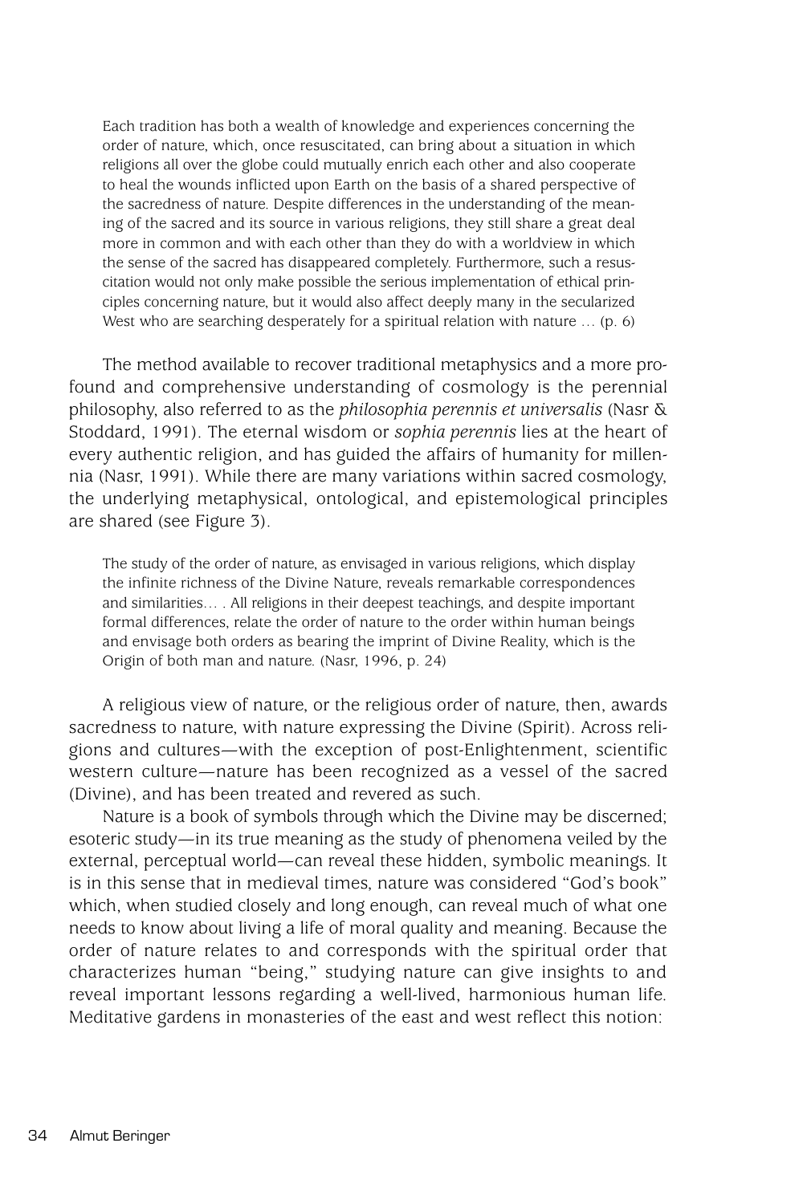> Each tradition has both a wealth of knowledge and experiences concerning the order of nature, which, once resuscitated, can bring about a situation in which religions all over the globe could mutually enrich each other and also cooperate to heal the wounds inflicted upon Earth on the basis of a shared perspective of the sacredness of nature. Despite differences in the understanding of the meaning of the sacred and its source in various religions, they still share a great deal more in common and with each other than they do with a worldview in which the sense of the sacred has disappeared completely. Furthermore, such a resuscitation would not only make possible the serious implementation of ethical principles concerning nature, but it would also affect deeply many in the secularized West who are searching desperately for a spiritual relation with nature … (p. 6)

The method available to recover traditional metaphysics and a more profound and comprehensive understanding of cosmology is the perennial philosophy, also referred to as the *philosophia perennis et universalis* (Nasr & Stoddard, 1991). The eternal wisdom or *sophia perennis* lies at the heart of every authentic religion, and has guided the affairs of humanity for millennia (Nasr, 1991). While there are many variations within sacred cosmology, the underlying metaphysical, ontological, and epistemological principles are shared (see Figure 3).

> The study of the order of nature, as envisaged in various religions, which display the infinite richness of the Divine Nature, reveals remarkable correspondences and similarities… . All religions in their deepest teachings, and despite important formal differences, relate the order of nature to the order within human beings and envisage both orders as bearing the imprint of Divine Reality, which is the Origin of both man and nature. (Nasr, 1996, p. 24)

A religious view of nature, or the religious order of nature, then, awards sacredness to nature, with nature expressing the Divine (Spirit). Across religions and cultures—with the exception of post-Enlightenment, scientific western culture—nature has been recognized as a vessel of the sacred (Divine), and has been treated and revered as such.

Nature is a book of symbols through which the Divine may be discerned; esoteric study—in its true meaning as the study of phenomena veiled by the external, perceptual world—can reveal these hidden, symbolic meanings. It is in this sense that in medieval times, nature was considered "God's book" which, when studied closely and long enough, can reveal much of what one needs to know about living a life of moral quality and meaning. Because the order of nature relates to and corresponds with the spiritual order that characterizes human "being," studying nature can give insights to and reveal important lessons regarding a well-lived, harmonious human life. Meditative gardens in monasteries of the east and west reflect this notion: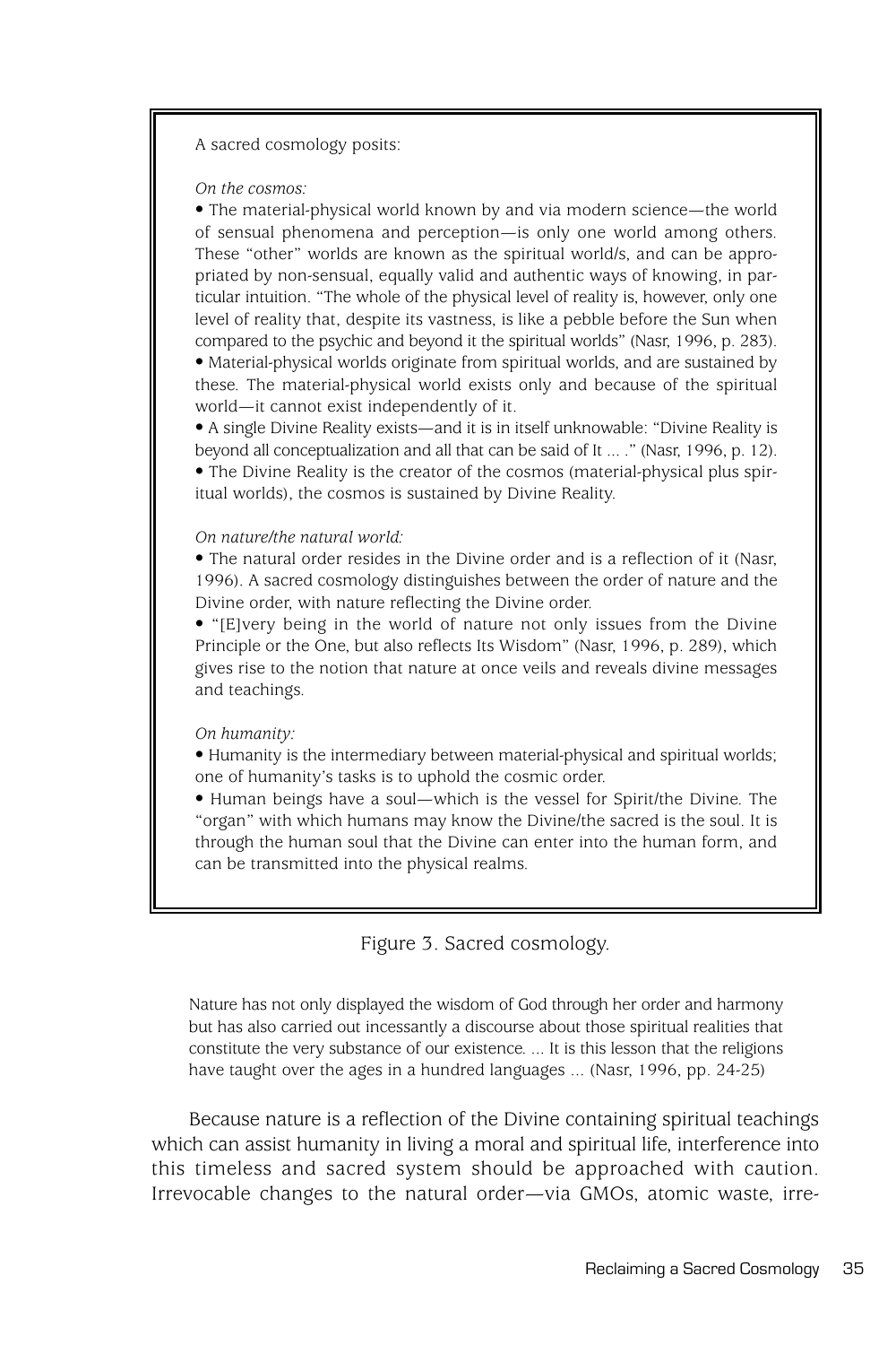A sacred cosmology posits:

*On the cosmos:*

- The material-physical world known by and via modern science—the world of sensual phenomena and perception—is only one world among others. These "other" worlds are known as the spiritual world/s, and can be appropriated by non-sensual, equally valid and authentic ways of knowing, in particular intuition. "The whole of the physical level of reality is, however, only one level of reality that, despite its vastness, is like a pebble before the Sun when compared to the psychic and beyond it the spiritual worlds" (Nasr, 1996, p. 283).
- Material-physical worlds originate from spiritual worlds, and are sustained by these. The material-physical world exists only and because of the spiritual world—it cannot exist independently of it.
- A single Divine Reality exists—and it is in itself unknowable: "Divine Reality is beyond all conceptualization and all that can be said of It ... ." (Nasr, 1996, p. 12).
- The Divine Reality is the creator of the cosmos (material-physical plus spiritual worlds), the cosmos is sustained by Divine Reality.

*On nature/the natural world:*

- The natural order resides in the Divine order and is a reflection of it (Nasr, 1996). A sacred cosmology distinguishes between the order of nature and the Divine order, with nature reflecting the Divine order.
- "[E]very being in the world of nature not only issues from the Divine Principle or the One, but also reflects Its Wisdom" (Nasr, 1996, p. 289), which gives rise to the notion that nature at once veils and reveals divine messages and teachings.

*On humanity:*

- Humanity is the intermediary between material-physical and spiritual worlds; one of humanity's tasks is to uphold the cosmic order.
- Human beings have a soul—which is the vessel for Spirit/the Divine. The "organ" with which humans may know the Divine/the sacred is the soul. It is through the human soul that the Divine can enter into the human form, and can be transmitted into the physical realms.

Figure 3. Sacred cosmology.

> Nature has not only displayed the wisdom of God through her order and harmony but has also carried out incessantly a discourse about those spiritual realities that constitute the very substance of our existence. ... It is this lesson that the religions have taught over the ages in a hundred languages ... (Nasr, 1996, pp. 24-25)

Because nature is a reflection of the Divine containing spiritual teachings which can assist humanity in living a moral and spiritual life, interference into this timeless and sacred system should be approached with caution. Irrevocable changes to the natural order—via GMOs, atomic waste, irre-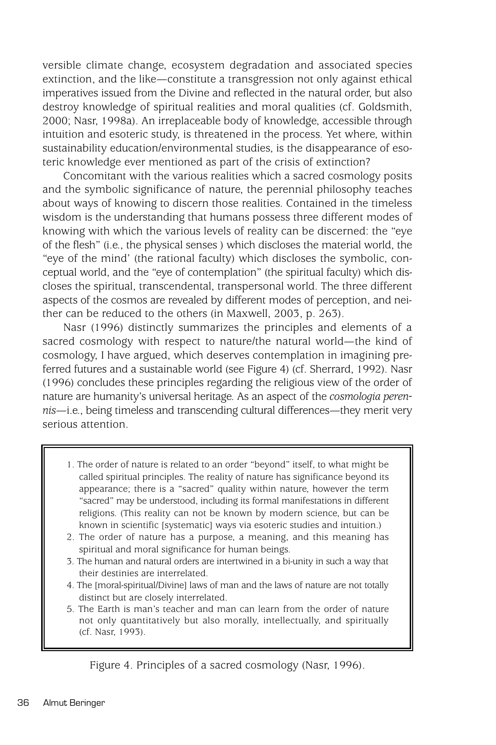versible climate change, ecosystem degradation and associated species extinction, and the like—constitute a transgression not only against ethical imperatives issued from the Divine and reflected in the natural order, but also destroy knowledge of spiritual realities and moral qualities (cf. Goldsmith, 2000; Nasr, 1998a). An irreplaceable body of knowledge, accessible through intuition and esoteric study, is threatened in the process. Yet where, within sustainability education/environmental studies, is the disappearance of esoteric knowledge ever mentioned as part of the crisis of extinction?

Concomitant with the various realities which a sacred cosmology posits and the symbolic significance of nature, the perennial philosophy teaches about ways of knowing to discern those realities. Contained in the timeless wisdom is the understanding that humans possess three different modes of knowing with which the various levels of reality can be discerned: the "eye of the flesh" (i.e., the physical senses ) which discloses the material world, the "eye of the mind' (the rational faculty) which discloses the symbolic, conceptual world, and the "eye of contemplation" (the spiritual faculty) which discloses the spiritual, transcendental, transpersonal world. The three different aspects of the cosmos are revealed by different modes of perception, and neither can be reduced to the others (in Maxwell, 2003, p. 263).

Nasr (1996) distinctly summarizes the principles and elements of a sacred cosmology with respect to nature/the natural world—the kind of cosmology, I have argued, which deserves contemplation in imagining preferred futures and a sustainable world (see Figure 4) (cf. Sherrard, 1992). Nasr (1996) concludes these principles regarding the religious view of the order of nature are humanity's universal heritage. As an aspect of the *cosmologia perennis*—i.e., being timeless and transcending cultural differences—they merit very serious attention.

1. The order of nature is related to an order "beyond" itself, to what might be called spiritual principles. The reality of nature has significance beyond its appearance; there is a "sacred" quality within nature, however the term "sacred" may be understood, including its formal manifestations in different religions. (This reality can not be known by modern science, but can be known in scientific [systematic] ways via esoteric studies and intuition.)
2. The order of nature has a purpose, a meaning, and this meaning has spiritual and moral significance for human beings.
3. The human and natural orders are intertwined in a bi-unity in such a way that their destinies are interrelated.
4. The [moral-spiritual/Divine] laws of man and the laws of nature are not totally distinct but are closely interrelated.
5. The Earth is man's teacher and man can learn from the order of nature not only quantitatively but also morally, intellectually, and spiritually (cf. Nasr, 1993).

Figure 4. Principles of a sacred cosmology (Nasr, 1996).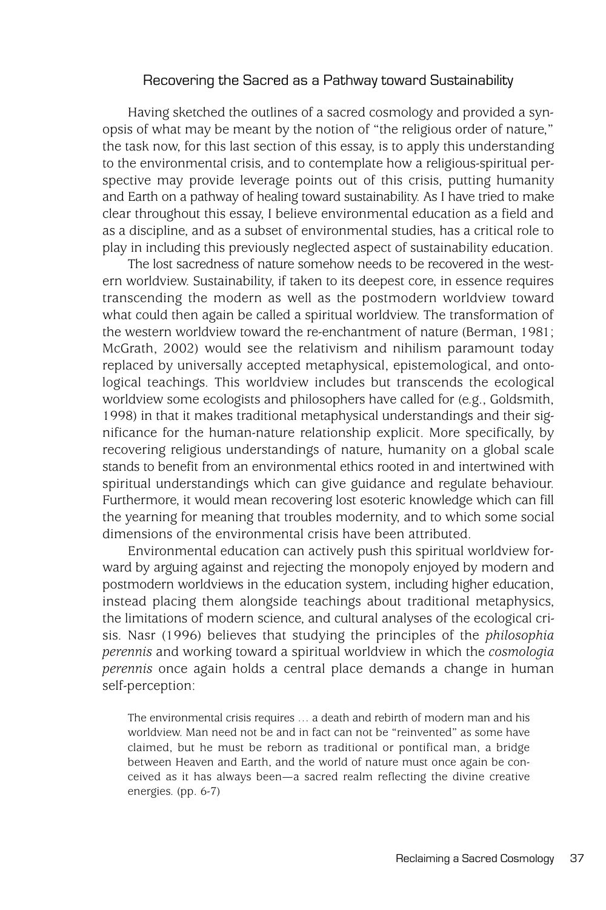## Recovering the Sacred as a Pathway toward Sustainability

Having sketched the outlines of a sacred cosmology and provided a synopsis of what may be meant by the notion of "the religious order of nature," the task now, for this last section of this essay, is to apply this understanding to the environmental crisis, and to contemplate how a religious-spiritual perspective may provide leverage points out of this crisis, putting humanity and Earth on a pathway of healing toward sustainability. As I have tried to make clear throughout this essay, I believe environmental education as a field and as a discipline, and as a subset of environmental studies, has a critical role to play in including this previously neglected aspect of sustainability education.

The lost sacredness of nature somehow needs to be recovered in the western worldview. Sustainability, if taken to its deepest core, in essence requires transcending the modern as well as the postmodern worldview toward what could then again be called a spiritual worldview. The transformation of the western worldview toward the re-enchantment of nature (Berman, 1981; McGrath, 2002) would see the relativism and nihilism paramount today replaced by universally accepted metaphysical, epistemological, and ontological teachings. This worldview includes but transcends the ecological worldview some ecologists and philosophers have called for (e.g., Goldsmith, 1998) in that it makes traditional metaphysical understandings and their significance for the human-nature relationship explicit. More specifically, by recovering religious understandings of nature, humanity on a global scale stands to benefit from an environmental ethics rooted in and intertwined with spiritual understandings which can give guidance and regulate behaviour. Furthermore, it would mean recovering lost esoteric knowledge which can fill the yearning for meaning that troubles modernity, and to which some social dimensions of the environmental crisis have been attributed.

Environmental education can actively push this spiritual worldview forward by arguing against and rejecting the monopoly enjoyed by modern and postmodern worldviews in the education system, including higher education, instead placing them alongside teachings about traditional metaphysics, the limitations of modern science, and cultural analyses of the ecological crisis. Nasr (1996) believes that studying the principles of the *philosophia perennis* and working toward a spiritual worldview in which the *cosmologia perennis* once again holds a central place demands a change in human self-perception:

> The environmental crisis requires … a death and rebirth of modern man and his worldview. Man need not be and in fact can not be "reinvented" as some have claimed, but he must be reborn as traditional or pontifical man, a bridge between Heaven and Earth, and the world of nature must once again be conceived as it has always been—a sacred realm reflecting the divine creative energies. (pp. 6-7)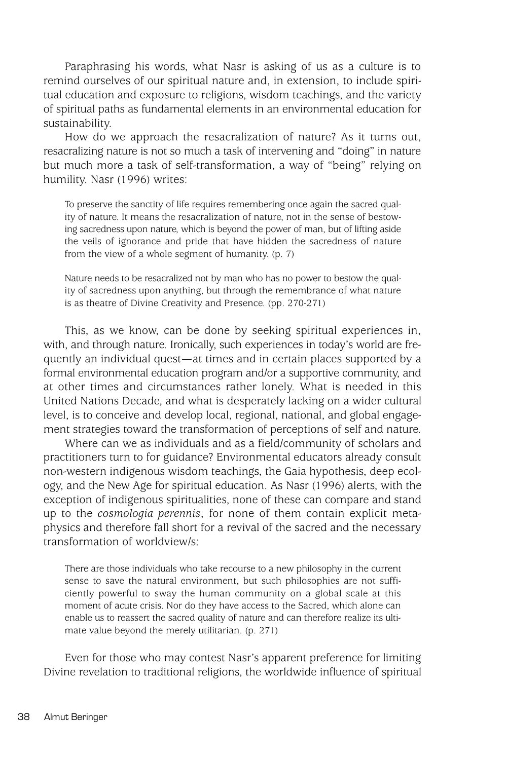Paraphrasing his words, what Nasr is asking of us as a culture is to remind ourselves of our spiritual nature and, in extension, to include spiritual education and exposure to religions, wisdom teachings, and the variety of spiritual paths as fundamental elements in an environmental education for sustainability.

How do we approach the resacralization of nature? As it turns out, resacralizing nature is not so much a task of intervening and "doing" in nature but much more a task of self-transformation, a way of "being" relying on humility. Nasr (1996) writes:

> To preserve the sanctity of life requires remembering once again the sacred quality of nature. It means the resacralization of nature, not in the sense of bestowing sacredness upon nature, which is beyond the power of man, but of lifting aside the veils of ignorance and pride that have hidden the sacredness of nature from the view of a whole segment of humanity. (p. 7)

> Nature needs to be resacralized not by man who has no power to bestow the quality of sacredness upon anything, but through the remembrance of what nature is as theatre of Divine Creativity and Presence. (pp. 270-271)

This, as we know, can be done by seeking spiritual experiences in, with, and through nature. Ironically, such experiences in today's world are frequently an individual quest—at times and in certain places supported by a formal environmental education program and/or a supportive community, and at other times and circumstances rather lonely. What is needed in this United Nations Decade, and what is desperately lacking on a wider cultural level, is to conceive and develop local, regional, national, and global engagement strategies toward the transformation of perceptions of self and nature.

Where can we as individuals and as a field/community of scholars and practitioners turn to for guidance? Environmental educators already consult non-western indigenous wisdom teachings, the Gaia hypothesis, deep ecology, and the New Age for spiritual education. As Nasr (1996) alerts, with the exception of indigenous spiritualities, none of these can compare and stand up to the *cosmologia perennis*, for none of them contain explicit metaphysics and therefore fall short for a revival of the sacred and the necessary transformation of worldview/s:

> There are those individuals who take recourse to a new philosophy in the current sense to save the natural environment, but such philosophies are not sufficiently powerful to sway the human community on a global scale at this moment of acute crisis. Nor do they have access to the Sacred, which alone can enable us to reassert the sacred quality of nature and can therefore realize its ultimate value beyond the merely utilitarian. (p. 271)

Even for those who may contest Nasr's apparent preference for limiting Divine revelation to traditional religions, the worldwide influence of spiritual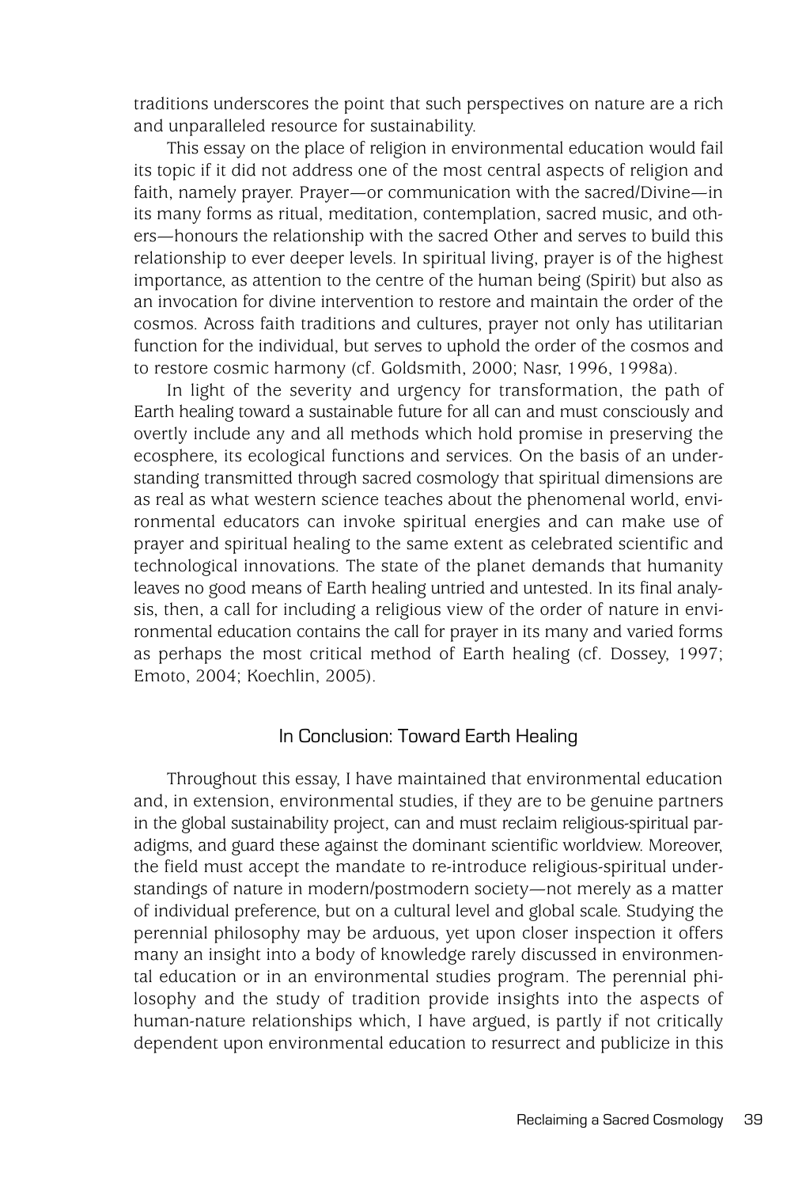traditions underscores the point that such perspectives on nature are a rich and unparalleled resource for sustainability.

This essay on the place of religion in environmental education would fail its topic if it did not address one of the most central aspects of religion and faith, namely prayer. Prayer—or communication with the sacred/Divine—in its many forms as ritual, meditation, contemplation, sacred music, and others—honours the relationship with the sacred Other and serves to build this relationship to ever deeper levels. In spiritual living, prayer is of the highest importance, as attention to the centre of the human being (Spirit) but also as an invocation for divine intervention to restore and maintain the order of the cosmos. Across faith traditions and cultures, prayer not only has utilitarian function for the individual, but serves to uphold the order of the cosmos and to restore cosmic harmony (cf. Goldsmith, 2000; Nasr, 1996, 1998a).

In light of the severity and urgency for transformation, the path of Earth healing toward a sustainable future for all can and must consciously and overtly include any and all methods which hold promise in preserving the ecosphere, its ecological functions and services. On the basis of an understanding transmitted through sacred cosmology that spiritual dimensions are as real as what western science teaches about the phenomenal world, environmental educators can invoke spiritual energies and can make use of prayer and spiritual healing to the same extent as celebrated scientific and technological innovations. The state of the planet demands that humanity leaves no good means of Earth healing untried and untested. In its final analysis, then, a call for including a religious view of the order of nature in environmental education contains the call for prayer in its many and varied forms as perhaps the most critical method of Earth healing (cf. Dossey, 1997; Emoto, 2004; Koechlin, 2005).

## In Conclusion: Toward Earth Healing

Throughout this essay, I have maintained that environmental education and, in extension, environmental studies, if they are to be genuine partners in the global sustainability project, can and must reclaim religious-spiritual paradigms, and guard these against the dominant scientific worldview. Moreover, the field must accept the mandate to re-introduce religious-spiritual understandings of nature in modern/postmodern society—not merely as a matter of individual preference, but on a cultural level and global scale. Studying the perennial philosophy may be arduous, yet upon closer inspection it offers many an insight into a body of knowledge rarely discussed in environmental education or in an environmental studies program. The perennial philosophy and the study of tradition provide insights into the aspects of human-nature relationships which, I have argued, is partly if not critically dependent upon environmental education to resurrect and publicize in this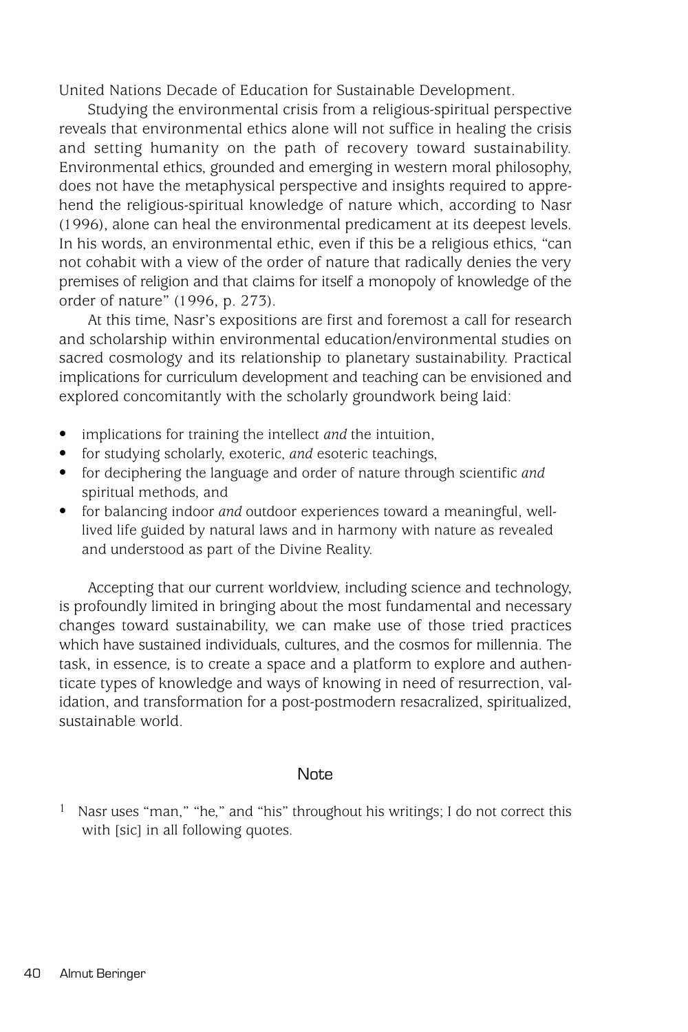United Nations Decade of Education for Sustainable Development.

Studying the environmental crisis from a religious-spiritual perspective reveals that environmental ethics alone will not suffice in healing the crisis and setting humanity on the path of recovery toward sustainability. Environmental ethics, grounded and emerging in western moral philosophy, does not have the metaphysical perspective and insights required to apprehend the religious-spiritual knowledge of nature which, according to Nasr (1996), alone can heal the environmental predicament at its deepest levels. In his words, an environmental ethic, even if this be a religious ethics, "can not cohabit with a view of the order of nature that radically denies the very premises of religion and that claims for itself a monopoly of knowledge of the order of nature" (1996, p. 273).

At this time, Nasr's expositions are first and foremost a call for research and scholarship within environmental education/environmental studies on sacred cosmology and its relationship to planetary sustainability. Practical implications for curriculum development and teaching can be envisioned and explored concomitantly with the scholarly groundwork being laid:

- implications for training the intellect *and* the intuition,
- for studying scholarly, exoteric, *and* esoteric teachings,
- for deciphering the language and order of nature through scientific *and* spiritual methods, and
- for balancing indoor *and* outdoor experiences toward a meaningful, well-lived life guided by natural laws and in harmony with nature as revealed and understood as part of the Divine Reality.

Accepting that our current worldview, including science and technology, is profoundly limited in bringing about the most fundamental and necessary changes toward sustainability, we can make use of those tried practices which have sustained individuals, cultures, and the cosmos for millennia. The task, in essence, is to create a space and a platform to explore and authenticate types of knowledge and ways of knowing in need of resurrection, validation, and transformation for a post-postmodern resacralized, spiritualized, sustainable world.

## Note

[1] Nasr uses "man," "he," and "his" throughout his writings; I do not correct this with [sic] in all following quotes.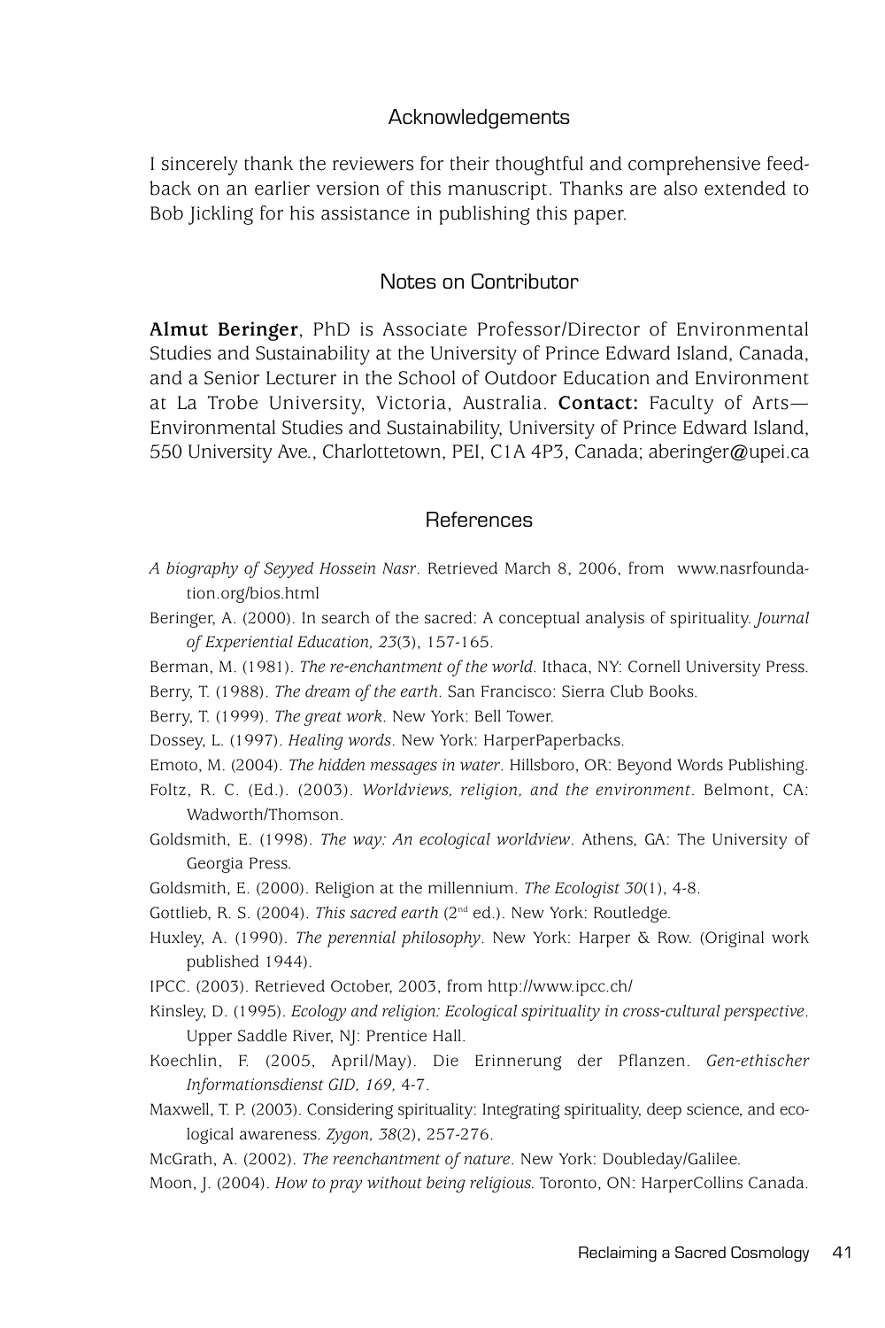## Acknowledgements

I sincerely thank the reviewers for their thoughtful and comprehensive feedback on an earlier version of this manuscript. Thanks are also extended to Bob Jickling for his assistance in publishing this paper.

## Notes on Contributor

**Almut Beringer**, PhD is Associate Professor/Director of Environmental Studies and Sustainability at the University of Prince Edward Island, Canada, and a Senior Lecturer in the School of Outdoor Education and Environment at La Trobe University, Victoria, Australia. **Contact:** Faculty of Arts—Environmental Studies and Sustainability, University of Prince Edward Island, 550 University Ave., Charlottetown, PEI, C1A 4P3, Canada; aberinger@upei.ca

## References

*A biography of Seyyed Hossein Nasr*. Retrieved March 8, 2006, from www.nasrfoundation.org/bios.html

Beringer, A. (2000). In search of the sacred: A conceptual analysis of spirituality. *Journal of Experiential Education, 23*(3), 157-165.

Berman, M. (1981). *The re-enchantment of the world*. Ithaca, NY: Cornell University Press.

Berry, T. (1988). *The dream of the earth*. San Francisco: Sierra Club Books.

Berry, T. (1999). *The great work*. New York: Bell Tower.

Dossey, L. (1997). *Healing words*. New York: HarperPaperbacks.

Emoto, M. (2004). *The hidden messages in water*. Hillsboro, OR: Beyond Words Publishing.

Foltz, R. C. (Ed.). (2003). *Worldviews, religion, and the environment*. Belmont, CA: Wadworth/Thomson.

Goldsmith, E. (1998). *The way: An ecological worldview*. Athens, GA: The University of Georgia Press.

Goldsmith, E. (2000). Religion at the millennium. *The Ecologist 30*(1), 4-8.

Gottlieb, R. S. (2004). *This sacred earth* (2nd ed.). New York: Routledge.

Huxley, A. (1990). *The perennial philosophy*. New York: Harper & Row. (Original work published 1944).

IPCC. (2003). Retrieved October, 2003, from http://www.ipcc.ch/

Kinsley, D. (1995). *Ecology and religion: Ecological spirituality in cross-cultural perspective*. Upper Saddle River, NJ: Prentice Hall.

Koechlin, F. (2005, April/May). Die Erinnerung der Pflanzen. *Gen-ethischer Informationsdienst GID, 169,* 4-7.

Maxwell, T. P. (2003). Considering spirituality: Integrating spirituality, deep science, and ecological awareness. *Zygon, 38*(2), 257-276.

McGrath, A. (2002). *The reenchantment of nature*. New York: Doubleday/Galilee.

Moon, J. (2004). *How to pray without being religious*. Toronto, ON: HarperCollins Canada.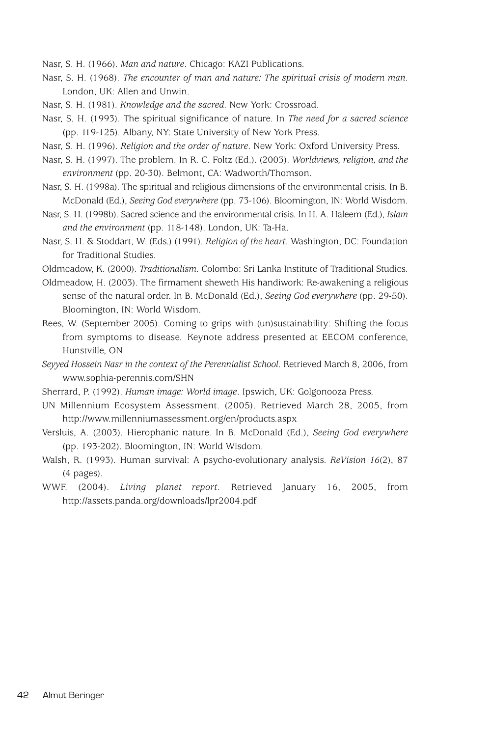Nasr, S. H. (1966). *Man and nature*. Chicago: KAZI Publications.

Nasr, S. H. (1968). *The encounter of man and nature: The spiritual crisis of modern man*. London, UK: Allen and Unwin.

Nasr, S. H. (1981). *Knowledge and the sacred*. New York: Crossroad.

Nasr, S. H. (1993). The spiritual significance of nature. In *The need for a sacred science* (pp. 119-125). Albany, NY: State University of New York Press.

Nasr, S. H. (1996). *Religion and the order of nature*. New York: Oxford University Press.

Nasr, S. H. (1997). The problem. In R. C. Foltz (Ed.). (2003). *Worldviews, religion, and the environment* (pp. 20-30). Belmont, CA: Wadworth/Thomson.

Nasr, S. H. (1998a). The spiritual and religious dimensions of the environmental crisis. In B. McDonald (Ed.), *Seeing God everywhere* (pp. 73-106). Bloomington, IN: World Wisdom.

Nasr, S. H. (1998b). Sacred science and the environmental crisis. In H. A. Haleem (Ed.), *Islam and the environment* (pp. 118-148). London, UK: Ta-Ha.

Nasr, S. H. & Stoddart, W. (Eds.) (1991). *Religion of the heart*. Washington, DC: Foundation for Traditional Studies.

Oldmeadow, K. (2000). *Traditionalism*. Colombo: Sri Lanka Institute of Traditional Studies.

Oldmeadow, H. (2003). The firmament sheweth His handiwork: Re-awakening a religious sense of the natural order. In B. McDonald (Ed.), *Seeing God everywhere* (pp. 29-50). Bloomington, IN: World Wisdom.

Rees, W. (September 2005). Coming to grips with (un)sustainability: Shifting the focus from symptoms to disease. Keynote address presented at EECOM conference, Hunstville, ON.

*Seyyed Hossein Nasr in the context of the Perennialist School*. Retrieved March 8, 2006, from www.sophia-perennis.com/SHN

Sherrard, P. (1992). *Human image: World image*. Ipswich, UK: Golgonooza Press.

UN Millennium Ecosystem Assessment. (2005). Retrieved March 28, 2005, from http://www.millenniumassessment.org/en/products.aspx

Versluis, A. (2003). Hierophanic nature. In B. McDonald (Ed.), *Seeing God everywhere* (pp. 193-202). Bloomington, IN: World Wisdom.

Walsh, R. (1993). Human survival: A psycho-evolutionary analysis. *ReVision 16*(2), 87 (4 pages).

WWF. (2004). *Living planet report*. Retrieved January 16, 2005, from http://assets.panda.org/downloads/lpr2004.pdf